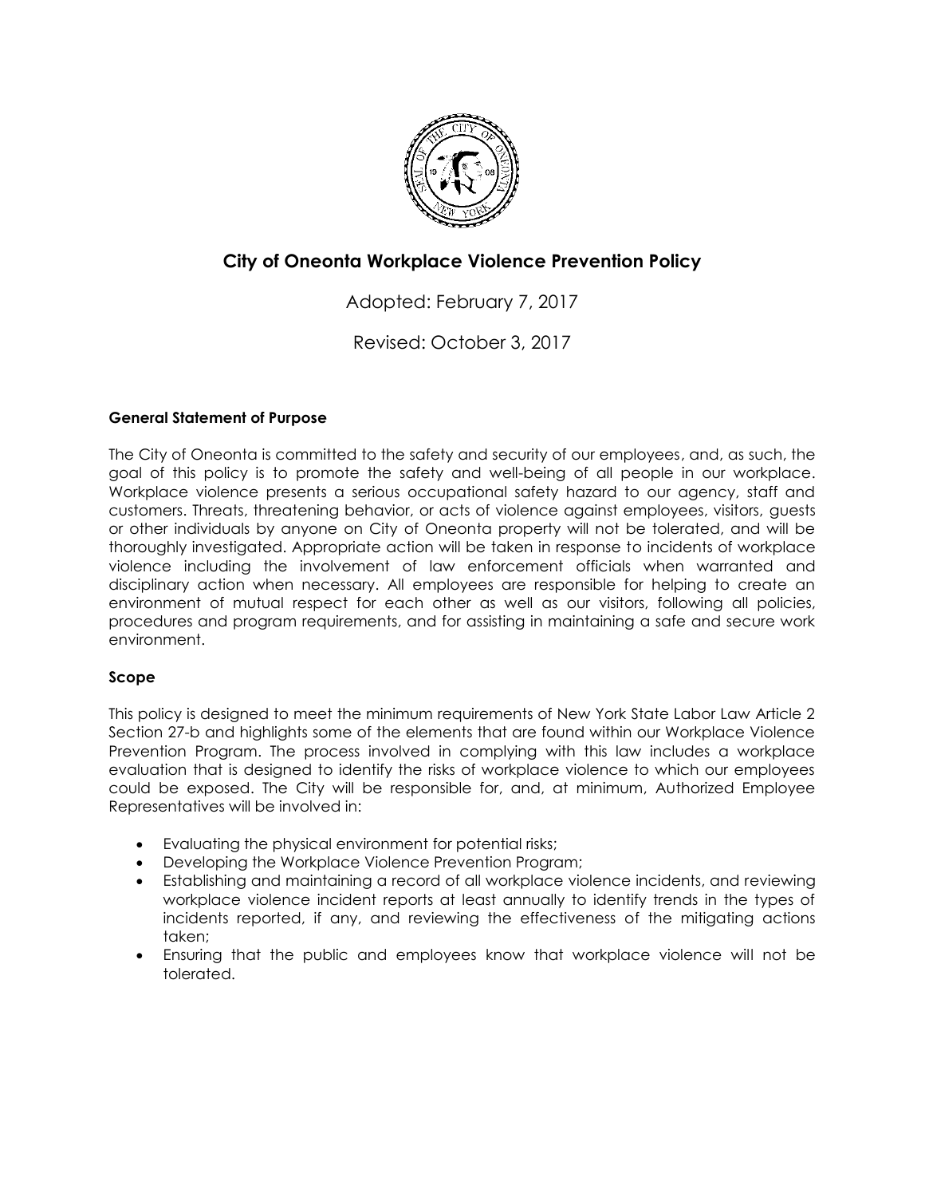# City of Oneonta Workplace Violence Prevention Policy

Adopted: February 7, 2017

Revised: October 3, 2017

**General Statement of Purpose**

The City of Oneonta is committed to the safety and security of our employees, and, as such, the goal of this policy is to promote the safety and well-being of all people in our workplace. Workplace violence presents a serious occupational safety hazard to our agency, staff and customers. Threats, threatening behavior, or acts of violence against employees, visitors, guests or other individuals by anyone on City of Oneonta property will not be tolerated, and will be thoroughly investigated. Appropriate action will be taken in response to incidents of workplace violence including the involvement of law enforcement officials when warranted and disciplinary action when necessary. All employees are responsible for helping to create an environment of mutual respect for each other as well as our visitors, following all policies, procedures and program requirements, and for assisting in maintaining a safe and secure work environment.

**Scope**

This policy is designed to meet the minimum requirements of New York State Labor Law Article 2 Section 27-b and highlights some of the elements that are found within our Workplace Violence Prevention Program. The process involved in complying with this law includes a workplace evaluation that is designed to identify the risks of workplace violence to which our employees could be exposed. The City will be responsible for, and, at minimum, Authorized Employee Representatives will be involved in:

- Evaluating the physical environment for potential risks;
- Developing the Workplace Violence Prevention Program;
- Establishing and maintaining a record of all workplace violence incidents, and reviewing workplace violence incident reports at least annually to identify trends in the types of incidents reported, if any, and reviewing the effectiveness of the mitigating actions taken;
- Ensuring that the public and employees know that workplace violence will not be tolerated.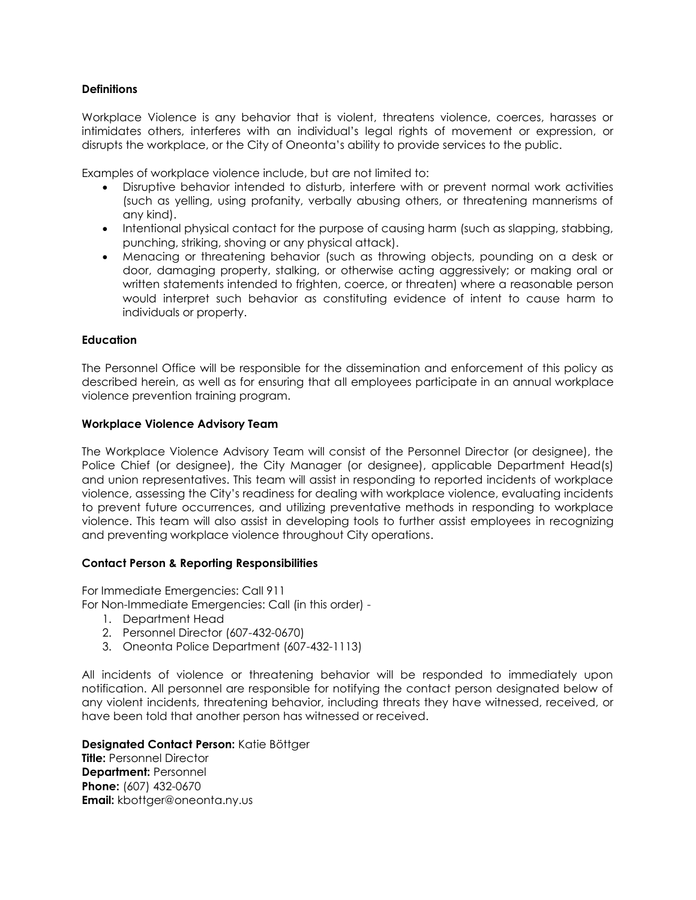**Definitions**

Workplace Violence is any behavior that is violent, threatens violence, coerces, harasses or intimidates others, interferes with an individual's legal rights of movement or expression, or disrupts the workplace, or the City of Oneonta's ability to provide services to the public.

Examples of workplace violence include, but are not limited to:

- Disruptive behavior intended to disturb, interfere with or prevent normal work activities (such as yelling, using profanity, verbally abusing others, or threatening mannerisms of any kind).
- Intentional physical contact for the purpose of causing harm (such as slapping, stabbing, punching, striking, shoving or any physical attack).
- Menacing or threatening behavior (such as throwing objects, pounding on a desk or door, damaging property, stalking, or otherwise acting aggressively; or making oral or written statements intended to frighten, coerce, or threaten) where a reasonable person would interpret such behavior as constituting evidence of intent to cause harm to individuals or property.

**Education**

The Personnel Office will be responsible for the dissemination and enforcement of this policy as described herein, as well as for ensuring that all employees participate in an annual workplace violence prevention training program.

**Workplace Violence Advisory Team**

The Workplace Violence Advisory Team will consist of the Personnel Director (or designee), the Police Chief (or designee), the City Manager (or designee), applicable Department Head(s) and union representatives. This team will assist in responding to reported incidents of workplace violence, assessing the City's readiness for dealing with workplace violence, evaluating incidents to prevent future occurrences, and utilizing preventative methods in responding to workplace violence. This team will also assist in developing tools to further assist employees in recognizing and preventing workplace violence throughout City operations.

**Contact Person & Reporting Responsibilities**

For Immediate Emergencies: Call 911
For Non-Immediate Emergencies: Call (in this order) -

1. Department Head
2. Personnel Director (607-432-0670)
3. Oneonta Police Department (607-432-1113)

All incidents of violence or threatening behavior will be responded to immediately upon notification. All personnel are responsible for notifying the contact person designated below of any violent incidents, threatening behavior, including threats they have witnessed, received, or have been told that another person has witnessed or received.

**Designated Contact Person:** Katie Böttger
**Title:** Personnel Director
**Department:** Personnel
**Phone:** (607) 432-0670
**Email:** kbottger@oneonta.ny.us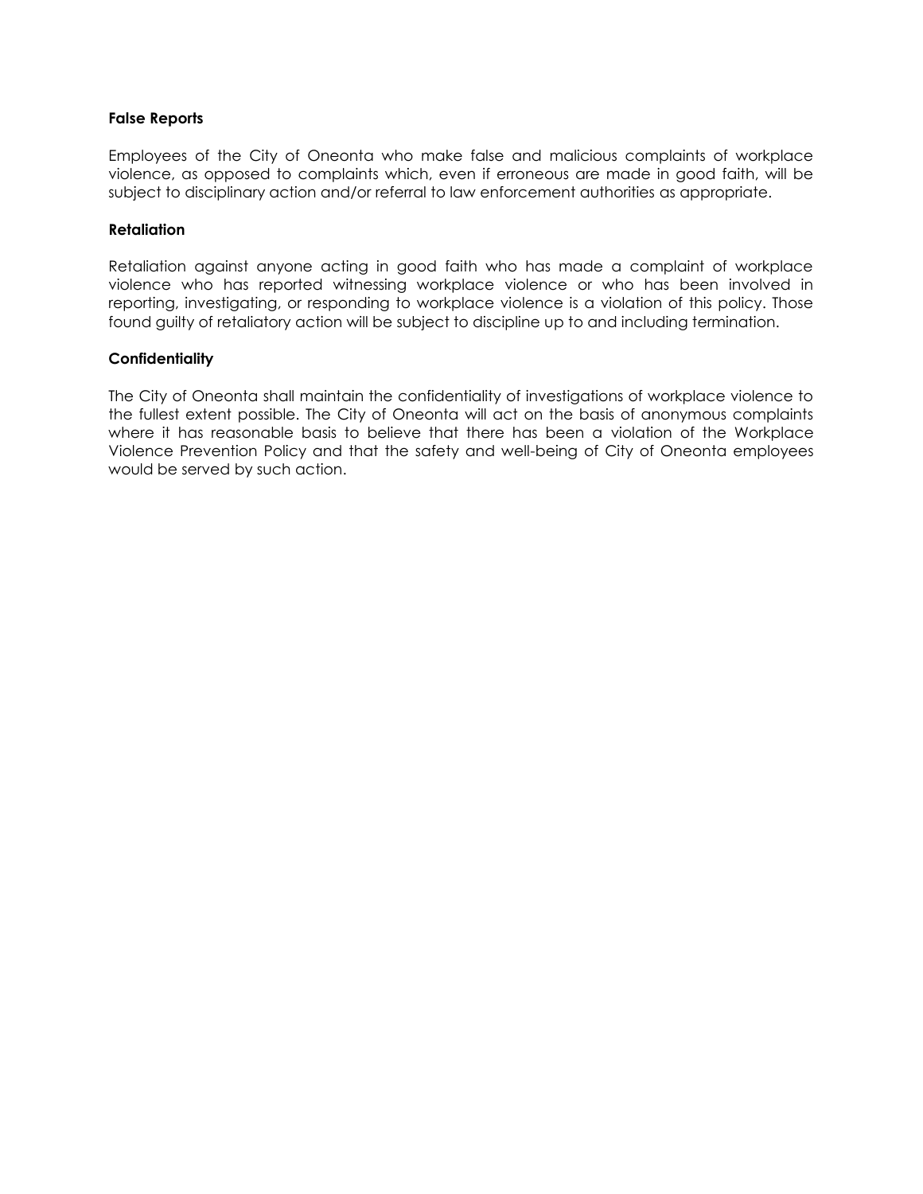**False Reports**

Employees of the City of Oneonta who make false and malicious complaints of workplace violence, as opposed to complaints which, even if erroneous are made in good faith, will be subject to disciplinary action and/or referral to law enforcement authorities as appropriate.

**Retaliation**

Retaliation against anyone acting in good faith who has made a complaint of workplace violence who has reported witnessing workplace violence or who has been involved in reporting, investigating, or responding to workplace violence is a violation of this policy. Those found guilty of retaliatory action will be subject to discipline up to and including termination.

**Confidentiality**

The City of Oneonta shall maintain the confidentiality of investigations of workplace violence to the fullest extent possible. The City of Oneonta will act on the basis of anonymous complaints where it has reasonable basis to believe that there has been a violation of the Workplace Violence Prevention Policy and that the safety and well-being of City of Oneonta employees would be served by such action.